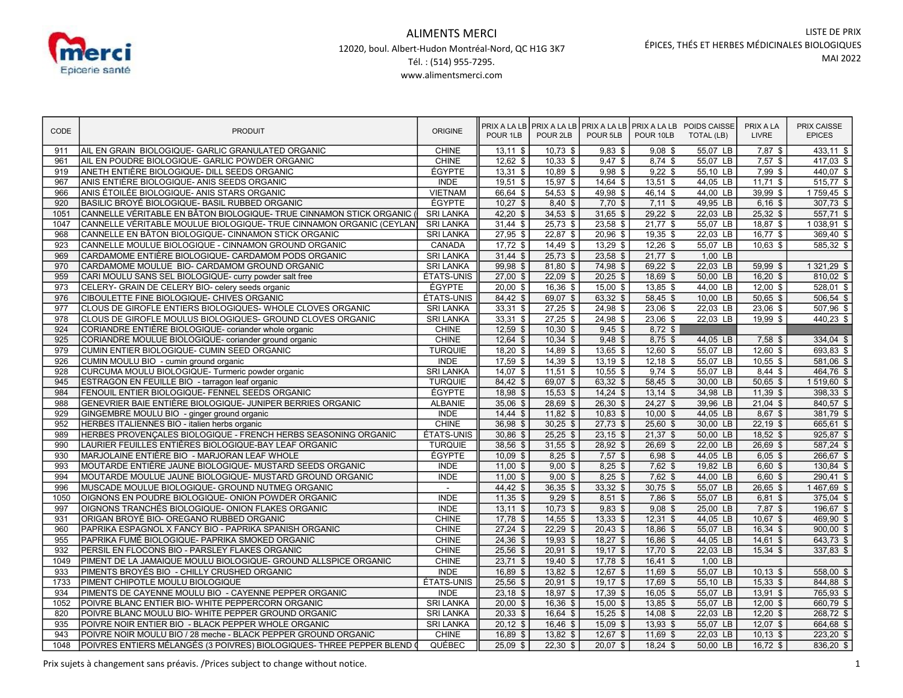# ALIMENTS MERCI

12020, boul. Albert-Hudon Montréal-Nord, QC H1G 3K7
Tél. : (514) 955-7295.
www.alimentsmerci.com

LISTE DE PRIX
ÉPICES, THÉS ET HERBES MÉDICINALES BIOLOGIQUES
MAI 2022

| CODE | PRODUIT | ORIGINE | PRIX A LA LB POUR 1LB | PRIX A LA LB POUR 2LB | PRIX A LA LB POUR 5LB | PRIX A LA LB POUR 10LB | POIDS CAISSE TOTAL (LB) | PRIX A LA LIVRE | PRIX CAISSE EPICES |
|---|---|---|---|---|---|---|---|---|---|
| 911 | AIL EN GRAIN BIOLOGIQUE- GARLIC GRANULATED ORGANIC | CHINE | 13,11 $ | 10,73 $ | 9,83 $ | 9,08 $ | 55,07 LB | 7,87 $ | 433,11 $ |
| 961 | AIL EN POUDRE BIOLOGIQUE- GARLIC POWDER ORGANIC | CHINE | 12,62 $ | 10,33 $ | 9,47 $ | 8,74 $ | 55,07 LB | 7,57 $ | 417,03 $ |
| 919 | ANETH ENTIÈRE BIOLOGIQUE- DILL SEEDS ORGANIC | ÉGYPTE | 13,31 $ | 10,89 $ | 9,98 $ | 9,22 $ | 55,10 LB | 7,99 $ | 440,07 $ |
| 967 | ANIS ENTIÈRE BIOLOGIQUE- ANIS SEEDS ORGANIC | INDE | 19,51 $ | 15,97 $ | 14,64 $ | 13,51 $ | 44,05 LB | 11,71 $ | 515,77 $ |
| 966 | ANIS ÉTOILÉE BIOLOGIQUE- ANIS STARS ORGANIC | VIETNAM | 66,64 $ | 54,53 $ | 49,98 $ | 46,14 $ | 44,00 LB | 39,99 $ | 1 759,45 $ |
| 920 | BASILIC BROYÉ BIOLOGIQUE- BASIL RUBBED ORGANIC | ÉGYPTE | 10,27 $ | 8,40 $ | 7,70 $ | 7,11 $ | 49,95 LB | 6,16 $ | 307,73 $ |
| 1051 | CANNELLE VÉRITABLE EN BÂTON BIOLOGIQUE- TRUE CINNAMON STICK ORGANIC ( | SRI LANKA | 42,20 $ | 34,53 $ | 31,65 $ | 29,22 $ | 22,03 LB | 25,32 $ | 557,71 $ |
| 1047 | CANNELLE VÉRITABLE MOULUE BIOLOGIQUE- TRUE CINNAMON ORGANIC (CEYLAN) | SRI LANKA | 31,44 $ | 25,73 $ | 23,58 $ | 21,77 $ | 55,07 LB | 18,87 $ | 1 038,91 $ |
| 968 | CANNELLE EN BÂTON BIOLOGIQUE- CINNAMON STICK ORGANIC | SRI LANKA | 27,95 $ | 22,87 $ | 20,96 $ | 19,35 $ | 22,03 LB | 16,77 $ | 369,40 $ |
| 923 | CANNELLE MOULUE BIOLOGIQUE - CINNAMON GROUND ORGANIC | CANADA | 17,72 $ | 14,49 $ | 13,29 $ | 12,26 $ | 55,07 LB | 10,63 $ | 585,32 $ |
| 969 | CARDAMOME ENTIÈRE BIOLOGIQUE- CARDAMOM PODS ORGANIC | SRI LANKA | 31,44 $ | 25,73 $ | 23,58 $ | 21,77 $ | 1,00 LB | | |
| 970 | CARDAMOME MOULUE BIO- CARDAMOM GROUND ORGANIC | SRI LANKA | 99,98 $ | 81,80 $ | 74,98 $ | 69,22 $ | 22,03 LB | 59,99 $ | 1 321,29 $ |
| 959 | CARI MOULU SANS SEL BIOLOGIQUE- curry powder salt free | ÉTATS-UNIS | 27,00 $ | 22,09 $ | 20,25 $ | 18,69 $ | 50,00 LB | 16,20 $ | 810,02 $ |
| 973 | CELERY- GRAIN DE CELERY BIO- celery seeds organic | ÉGYPTE | 20,00 $ | 16,36 $ | 15,00 $ | 13,85 $ | 44,00 LB | 12,00 $ | 528,01 $ |
| 976 | CIBOULETTE FINE BIOLOGIQUE- CHIVES ORGANIC | ÉTATS-UNIS | 84,42 $ | 69,07 $ | 63,32 $ | 58,45 $ | 10,00 LB | 50,65 $ | 506,54 $ |
| 977 | CLOUS DE GIROFLE ENTIERS BIOLOGIQUES- WHOLE CLOVES ORGANIC | SRI LANKA | 33,31 $ | 27,25 $ | 24,98 $ | 23,06 $ | 22,03 LB | 23,06 $ | 507,96 $ |
| 978 | CLOUS DE GIROFLE MOULUS BIOLOGIQUES- GROUND CLOVES ORGANIC | SRI LANKA | 33,31 $ | 27,25 $ | 24,98 $ | 23,06 $ | 22,03 LB | 19,99 $ | 440,23 $ |
| 924 | CORIANDRE ENTIÈRE BIOLOGIQUE- coriander whole organic | CHINE | 12,59 $ | 10,30 $ | 9,45 $ | 8,72 $ | | | |
| 925 | CORIANDRE MOULUE BIOLOGIQUE- coriander ground organic | CHINE | 12,64 $ | 10,34 $ | 9,48 $ | 8,75 $ | 44,05 LB | 7,58 $ | 334,04 $ |
| 979 | CUMIN ENTIER BIOLOGIQUE- CUMIN SEED ORGANIC | TURQUIE | 18,20 $ | 14,89 $ | 13,65 $ | 12,60 $ | 55,07 LB | 12,60 $ | 693,83 $ |
| 926 | CUMIN MOULU BIO - cumin ground organic | INDE | 17,59 $ | 14,39 $ | 13,19 $ | 12,18 $ | 55,07 LB | 10,55 $ | 581,06 $ |
| 928 | CURCUMA MOULU BIOLOGIQUE- Turmeric powder organic | SRI LANKA | 14,07 $ | 11,51 $ | 10,55 $ | 9,74 $ | 55,07 LB | 8,44 $ | 464,76 $ |
| 945 | ESTRAGON EN FEUILLE BIO - tarragon leaf organic | TURQUIE | 84,42 $ | 69,07 $ | 63,32 $ | 58,45 $ | 30,00 LB | 50,65 $ | 1 519,60 $ |
| 984 | FENOUIL ENTIER BIOLOGIQUE- FENNEL SEEDS ORGANIC | ÉGYPTE | 18,98 $ | 15,53 $ | 14,24 $ | 13,14 $ | 34,98 LB | 11,39 $ | 398,33 $ |
| 988 | GENEVRIER BAIE ENTIÈRE BIOLOGIQUE- JUNIPER BERRIES ORGANIC | ALBANIE | 35,06 $ | 28,69 $ | 26,30 $ | 24,27 $ | 39,96 LB | 21,04 $ | 840,57 $ |
| 929 | GINGEMBRE MOULU BIO - ginger ground organic | INDE | 14,44 $ | 11,82 $ | 10,83 $ | 10,00 $ | 44,05 LB | 8,67 $ | 381,79 $ |
| 952 | HERBES ITALIENNES BIO - italien herbs organic | CHINE | 36,98 $ | 30,25 $ | 27,73 $ | 25,60 $ | 30,00 LB | 22,19 $ | 665,61 $ |
| 989 | HERBES PROVENÇALES BIOLOGIQUE - FRENCH HERBS SEASONING ORGANIC | ÉTATS-UNIS | 30,86 $ | 25,25 $ | 23,15 $ | 21,37 $ | 50,00 LB | 18,52 $ | 925,87 $ |
| 990 | LAURIER FEUILLES ENTIÈRES BIOLOGIQUE-BAY LEAF ORGANIC | TURQUIE | 38,56 $ | 31,55 $ | 28,92 $ | 26,69 $ | 22,00 LB | 26,69 $ | 587,24 $ |
| 930 | MARJOLAINE ENTIÈRE BIO - MARJORAN LEAF WHOLE | ÉGYPTE | 10,09 $ | 8,25 $ | 7,57 $ | 6,98 $ | 44,05 LB | 6,05 $ | 266,67 $ |
| 993 | MOUTARDE ENTIÈRE JAUNE BIOLOGIQUE- MUSTARD SEEDS ORGANIC | INDE | 11,00 $ | 9,00 $ | 8,25 $ | 7,62 $ | 19,82 LB | 6,60 $ | 130,84 $ |
| 994 | MOUTARDE MOULUE JAUNE BIOLOGIQUE- MUSTARD GROUND ORGANIC | INDE | 11,00 $ | 9,00 $ | 8,25 $ | 7,62 $ | 44,00 LB | 6,60 $ | 290,41 $ |
| 996 | MUSCADE MOULUE BIOLOGIQUE- GROUND NUTMEG ORGANIC | - | 44,42 $ | 36,35 $ | 33,32 $ | 30,75 $ | 55,07 LB | 26,65 $ | 1 467,69 $ |
| 1050 | OIGNONS EN POUDRE BIOLOGIQUE- ONION POWDER ORGANIC | INDE | 11,35 $ | 9,29 $ | 8,51 $ | 7,86 $ | 55,07 LB | 6,81 $ | 375,04 $ |
| 997 | OIGNONS TRANCHÉS BIOLOGIQUE- ONION FLAKES ORGANIC | INDE | 13,11 $ | 10,73 $ | 9,83 $ | 9,08 $ | 25,00 LB | 7,87 $ | 196,67 $ |
| 931 | ORIGAN BROYÉ BIO- OREGANO RUBBED ORGANIC | CHINE | 17,78 $ | 14,55 $ | 13,33 $ | 12,31 $ | 44,05 LB | 10,67 $ | 469,90 $ |
| 960 | PAPRIKA ESPAGNOL X FANCY BIO - PAPRIKA SPANISH ORGANIC | CHINE | 27,24 $ | 22,29 $ | 20,43 $ | 18,86 $ | 55,07 LB | 16,34 $ | 900,00 $ |
| 955 | PAPRIKA FUMÉ BIOLOGIQUE- PAPRIKA SMOKED ORGANIC | CHINE | 24,36 $ | 19,93 $ | 18,27 $ | 16,86 $ | 44,05 LB | 14,61 $ | 643,73 $ |
| 932 | PERSIL EN FLOCONS BIO - PARSLEY FLAKES ORGANIC | CHINE | 25,56 $ | 20,91 $ | 19,17 $ | 17,70 $ | 22,03 LB | 15,34 $ | 337,83 $ |
| 1049 | PIMENT DE LA JAMAIQUE MOULU BIOLOGIQUE- GROUND ALLSPICE ORGANIC | CHINE | 23,71 $ | 19,40 $ | 17,78 $ | 16,41 $ | 1,00 LB | | |
| 933 | PIMENTS BROYÉS BIO - CHILLY CRUSHED ORGANIC | INDE | 16,89 $ | 13,82 $ | 12,67 $ | 11,69 $ | 55,07 LB | 10,13 $ | 558,00 $ |
| 1733 | PIMENT CHIPOTLE MOULU BIOLOGIQUE | ÉTATS-UNIS | 25,56 $ | 20,91 $ | 19,17 $ | 17,69 $ | 55,10 LB | 15,33 $ | 844,88 $ |
| 934 | PIMENTS DE CAYENNE MOULU BIO - CAYENNE PEPPER ORGANIC | INDE | 23,18 $ | 18,97 $ | 17,39 $ | 16,05 $ | 55,07 LB | 13,91 $ | 765,93 $ |
| 1052 | POIVRE BLANC ENTIER BIO- WHITE PEPPERCORN ORGANIC | SRI LANKA | 20,00 $ | 16,36 $ | 15,00 $ | 13,85 $ | 55,07 LB | 12,00 $ | 660,79 $ |
| 820 | POIVRE BLANC MOULU BIO- WHITE PEPPER GROUND ORGANIC | SRI LANKA | 20,33 $ | 16,64 $ | 15,25 $ | 14,08 $ | 22,03 LB | 12,20 $ | 268,72 $ |
| 935 | POIVRE NOIR ENTIER BIO - BLACK PEPPER WHOLE ORGANIC | SRI LANKA | 20,12 $ | 16,46 $ | 15,09 $ | 13,93 $ | 55,07 LB | 12,07 $ | 664,68 $ |
| 943 | POIVRE NOIR MOULU BIO / 28 meche - BLACK PEPPER GROUND ORGANIC | CHINE | 16,89 $ | 13,82 $ | 12,67 $ | 11,69 $ | 22,03 LB | 10,13 $ | 223,20 $ |
| 1048 | POIVRES ENTIERS MÉLANGÉS (3 POIVRES) BIOLOGIQUES- THREE PEPPER BLEND ( | QUÉBEC | 25,09 $ | 22,30 $ | 20,07 $ | 18,24 $ | 50,00 LB | 16,72 $ | 836,20 $ |

Prix sujets à changement sans préavis. /Prices subject to change without notice.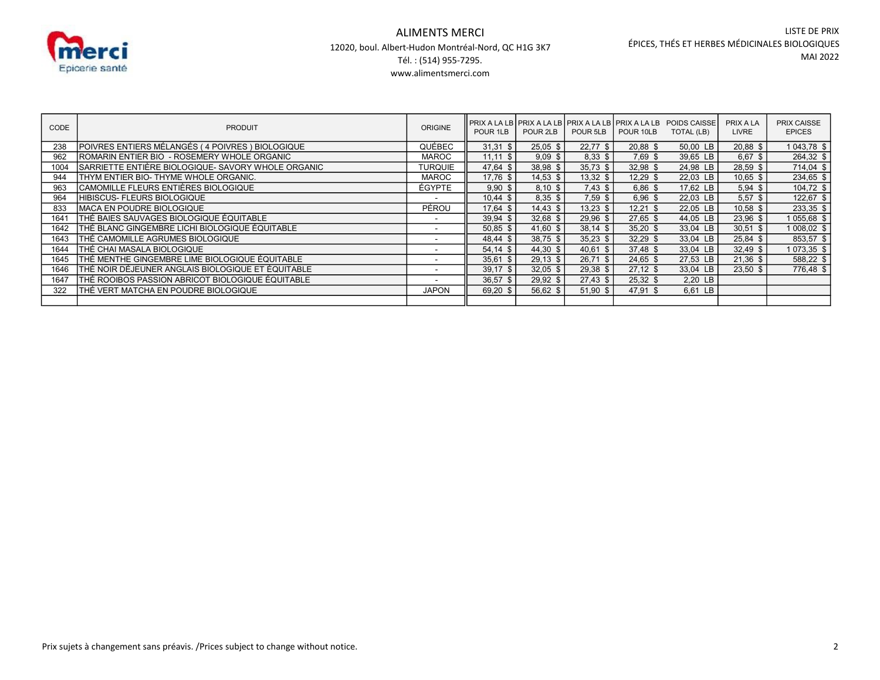ALIMENTS MERCI

12020, boul. Albert-Hudon Montréal-Nord, QC H1G 3K7

Tél. : (514) 955-7295.

www.alimentsmerci.com

LISTE DE PRIX

ÉPICES, THÉS ET HERBES MÉDICINALES BIOLOGIQUES

MAI 2022

| CODE | PRODUIT | ORIGINE | PRIX A LA LB POUR 1LB | PRIX A LA LB POUR 2LB | PRIX A LA LB POUR 5LB | PRIX A LA LB POUR 10LB | POIDS CAISSE TOTAL (LB) | PRIX A LA LIVRE | PRIX CAISSE EPICES |
|---|---|---|---|---|---|---|---|---|---|
| 238 | POIVRES ENTIERS MÉLANGÉS ( 4 POIVRES ) BIOLOGIQUE | QUÉBEC | 31,31 $ | 25,05 $ | 22,77 $ | 20,88 $ | 50,00 LB | 20,88 $ | 1 043,78 $ |
| 962 | ROMARIN ENTIER BIO - ROSEMERY WHOLE ORGANIC | MAROC | 11,11 $ | 9,09 $ | 8,33 $ | 7,69 $ | 39,65 LB | 6,67 $ | 264,32 $ |
| 1004 | SARRIETTE ENTIÈRE BIOLOGIQUE- SAVORY WHOLE ORGANIC | TURQUIE | 47,64 $ | 38,98 $ | 35,73 $ | 32,98 $ | 24,98 LB | 28,59 $ | 714,04 $ |
| 944 | THYM ENTIER BIO- THYME WHOLE ORGANIC. | MAROC | 17,76 $ | 14,53 $ | 13,32 $ | 12,29 $ | 22,03 LB | 10,65 $ | 234,65 $ |
| 963 | CAMOMILLE FLEURS ENTIÈRES BIOLOGIQUE | ÉGYPTE | 9,90 $ | 8,10 $ | 7,43 $ | 6,86 $ | 17,62 LB | 5,94 $ | 104,72 $ |
| 964 | HIBISCUS- FLEURS BIOLOGIQUE | - | 10,44 $ | 8,35 $ | 7,59 $ | 6,96 $ | 22,03 LB | 5,57 $ | 122,67 $ |
| 833 | MACA EN POUDRE BIOLOGIQUE | PÉROU | 17,64 $ | 14,43 $ | 13,23 $ | 12,21 $ | 22,05 LB | 10,58 $ | 233,35 $ |
| 1641 | THÉ BAIES SAUVAGES BIOLOGIQUE ÉQUITABLE | - | 39,94 $ | 32,68 $ | 29,96 $ | 27,65 $ | 44,05 LB | 23,96 $ | 1 055,68 $ |
| 1642 | THÉ BLANC GINGEMBRE LICHI BIOLOGIQUE ÉQUITABLE | - | 50,85 $ | 41,60 $ | 38,14 $ | 35,20 $ | 33,04 LB | 30,51 $ | 1 008,02 $ |
| 1643 | THÉ CAMOMILLE AGRUMES BIOLOGIQUE | - | 48,44 $ | 38,75 $ | 35,23 $ | 32,29 $ | 33,04 LB | 25,84 $ | 853,57 $ |
| 1644 | THÉ CHAI MASALA BIOLOGIQUE | - | 54,14 $ | 44,30 $ | 40,61 $ | 37,48 $ | 33,04 LB | 32,49 $ | 1 073,35 $ |
| 1645 | THÉ MENTHE GINGEMBRE LIME BIOLOGIQUE ÉQUITABLE | - | 35,61 $ | 29,13 $ | 26,71 $ | 24,65 $ | 27,53 LB | 21,36 $ | 588,22 $ |
| 1646 | THÉ NOIR DÉJEUNER ANGLAIS BIOLOGIQUE ET ÉQUITABLE | - | 39,17 $ | 32,05 $ | 29,38 $ | 27,12 $ | 33,04 LB | 23,50 $ | 776,48 $ |
| 1647 | THÉ ROOIBOS PASSION ABRICOT BIOLOGIQUE ÉQUITABLE | - | 36,57 $ | 29,92 $ | 27,43 $ | 25,32 $ | 2,20 LB | | |
| 322 | THÉ VERT MATCHA EN POUDRE BIOLOGIQUE | JAPON | 69,20 $ | 56,62 $ | 51,90 $ | 47,91 $ | 6,61 LB | | |
| | | | | | | | | | |

Prix sujets à changement sans préavis. /Prices subject to change without notice.